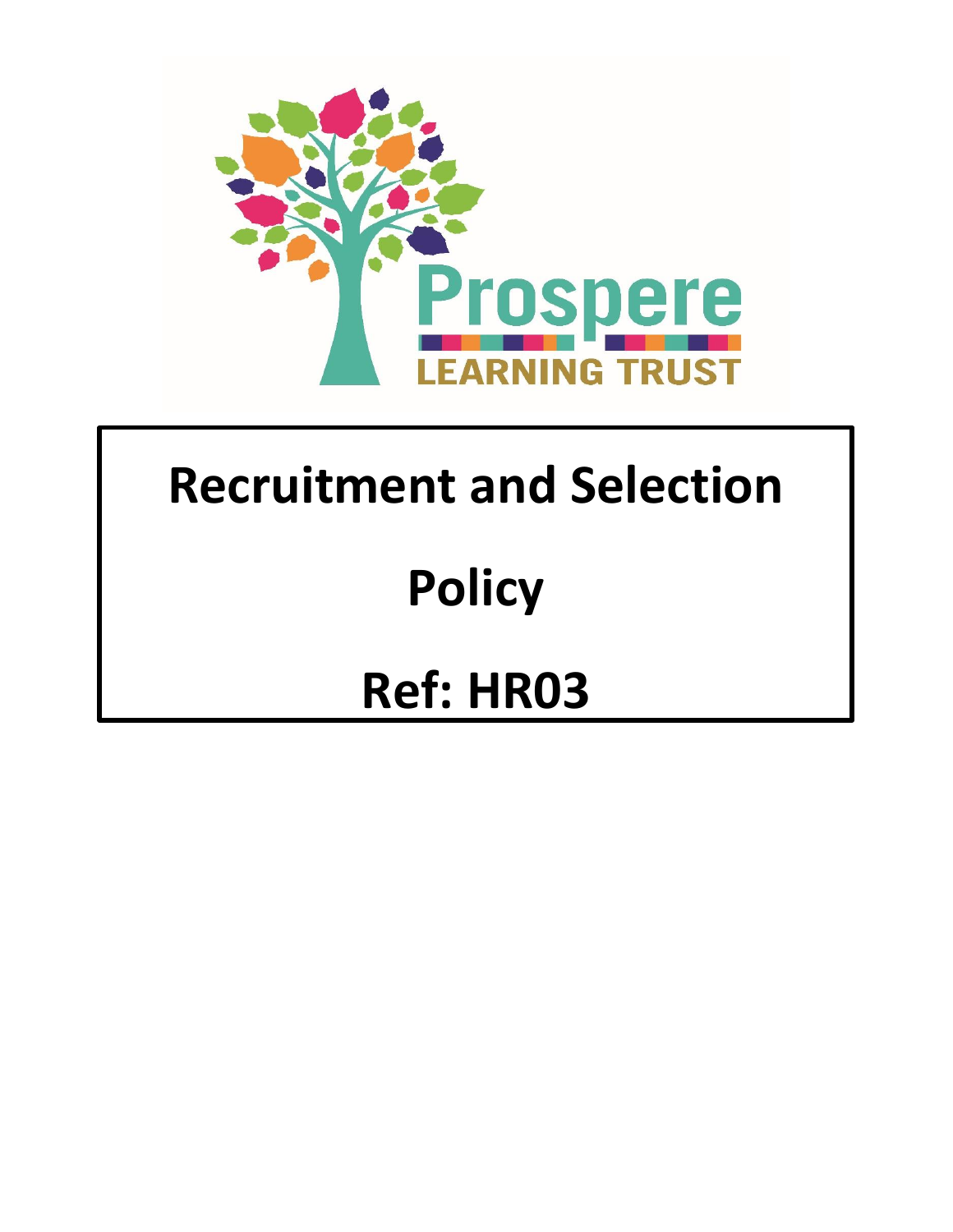Prospere

LEARNING TRUST

# Recruitment and Selection

# Policy

# Ref: HR03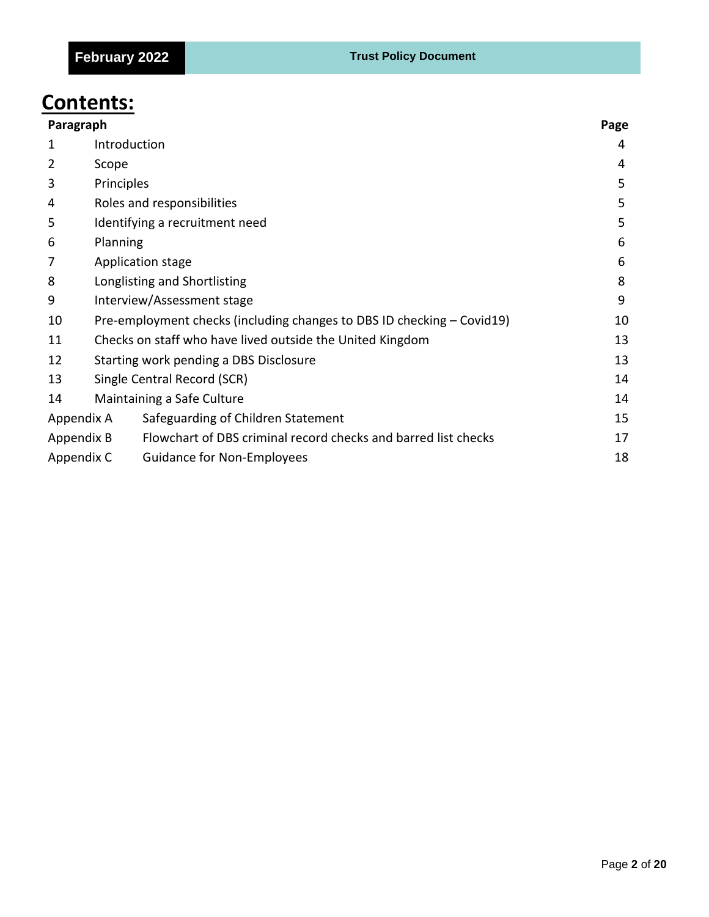# Contents:

| Paragraph | | Page |
|---|---|---|
| 1 | Introduction | 4 |
| 2 | Scope | 4 |
| 3 | Principles | 5 |
| 4 | Roles and responsibilities | 5 |
| 5 | Identifying a recruitment need | 5 |
| 6 | Planning | 6 |
| 7 | Application stage | 6 |
| 8 | Longlisting and Shortlisting | 8 |
| 9 | Interview/Assessment stage | 9 |
| 10 | Pre-employment checks (including changes to DBS ID checking – Covid19) | 10 |
| 11 | Checks on staff who have lived outside the United Kingdom | 13 |
| 12 | Starting work pending a DBS Disclosure | 13 |
| 13 | Single Central Record (SCR) | 14 |
| 14 | Maintaining a Safe Culture | 14 |
| Appendix A | Safeguarding of Children Statement | 15 |
| Appendix B | Flowchart of DBS criminal record checks and barred list checks | 17 |
| Appendix C | Guidance for Non-Employees | 18 |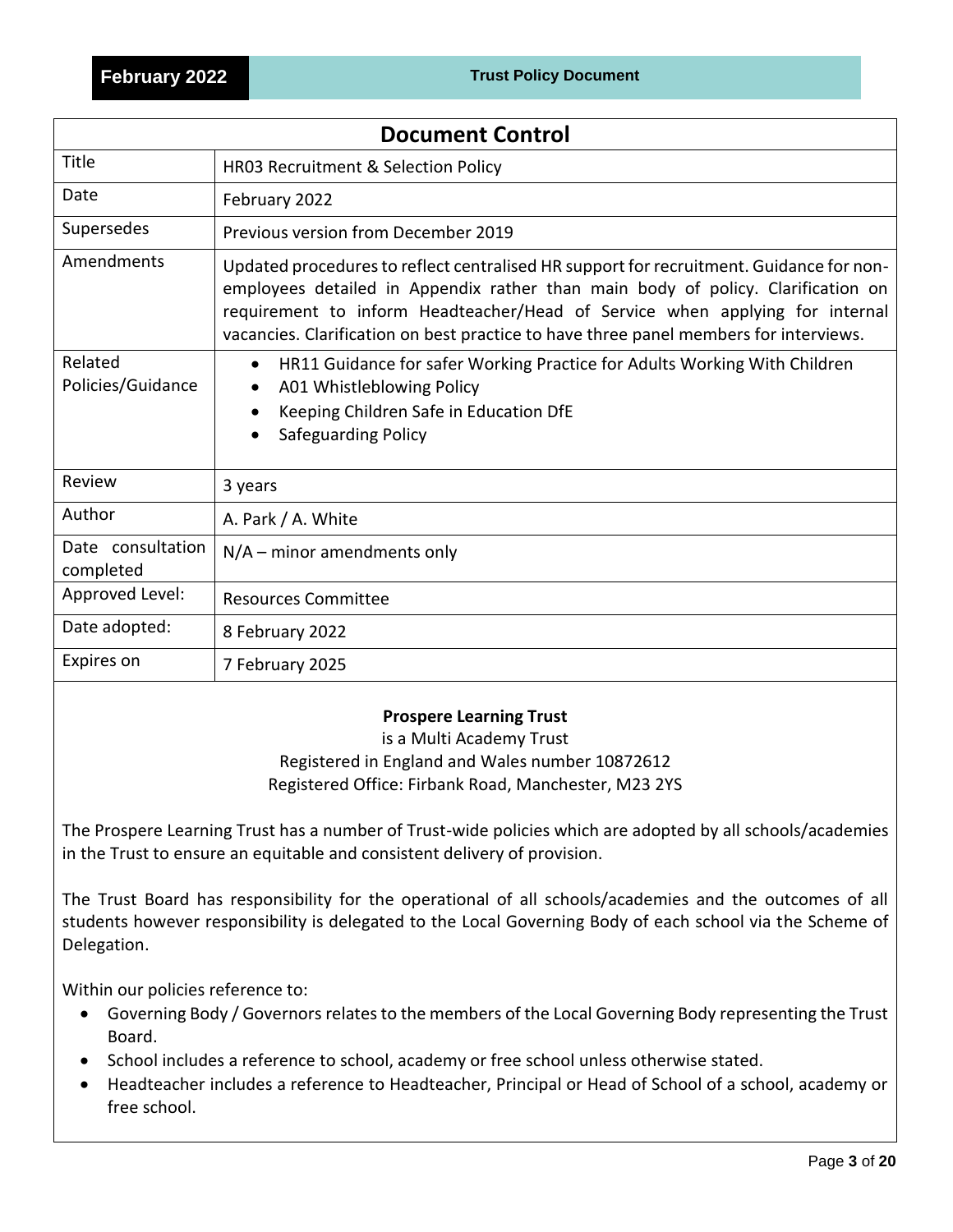| Document Control | |
|---|---|
| Title | HR03 Recruitment & Selection Policy |
| Date | February 2022 |
| Supersedes | Previous version from December 2019 |
| Amendments | Updated procedures to reflect centralised HR support for recruitment. Guidance for non-employees detailed in Appendix rather than main body of policy. Clarification on requirement to inform Headteacher/Head of Service when applying for internal vacancies. Clarification on best practice to have three panel members for interviews. |
| Related Policies/Guidance | • HR11 Guidance for safer Working Practice for Adults Working With Children<br>• A01 Whistleblowing Policy<br>• Keeping Children Safe in Education DfE<br>• Safeguarding Policy |
| Review | 3 years |
| Author | A. Park / A. White |
| Date consultation completed | N/A – minor amendments only |
| Approved Level: | Resources Committee |
| Date adopted: | 8 February 2022 |
| Expires on | 7 February 2025 |

**Prospere Learning Trust**
is a Multi Academy Trust
Registered in England and Wales number 10872612
Registered Office: Firbank Road, Manchester, M23 2YS

The Prospere Learning Trust has a number of Trust-wide policies which are adopted by all schools/academies in the Trust to ensure an equitable and consistent delivery of provision.

The Trust Board has responsibility for the operational of all schools/academies and the outcomes of all students however responsibility is delegated to the Local Governing Body of each school via the Scheme of Delegation.

Within our policies reference to:

- Governing Body / Governors relates to the members of the Local Governing Body representing the Trust Board.
- School includes a reference to school, academy or free school unless otherwise stated.
- Headteacher includes a reference to Headteacher, Principal or Head of School of a school, academy or free school.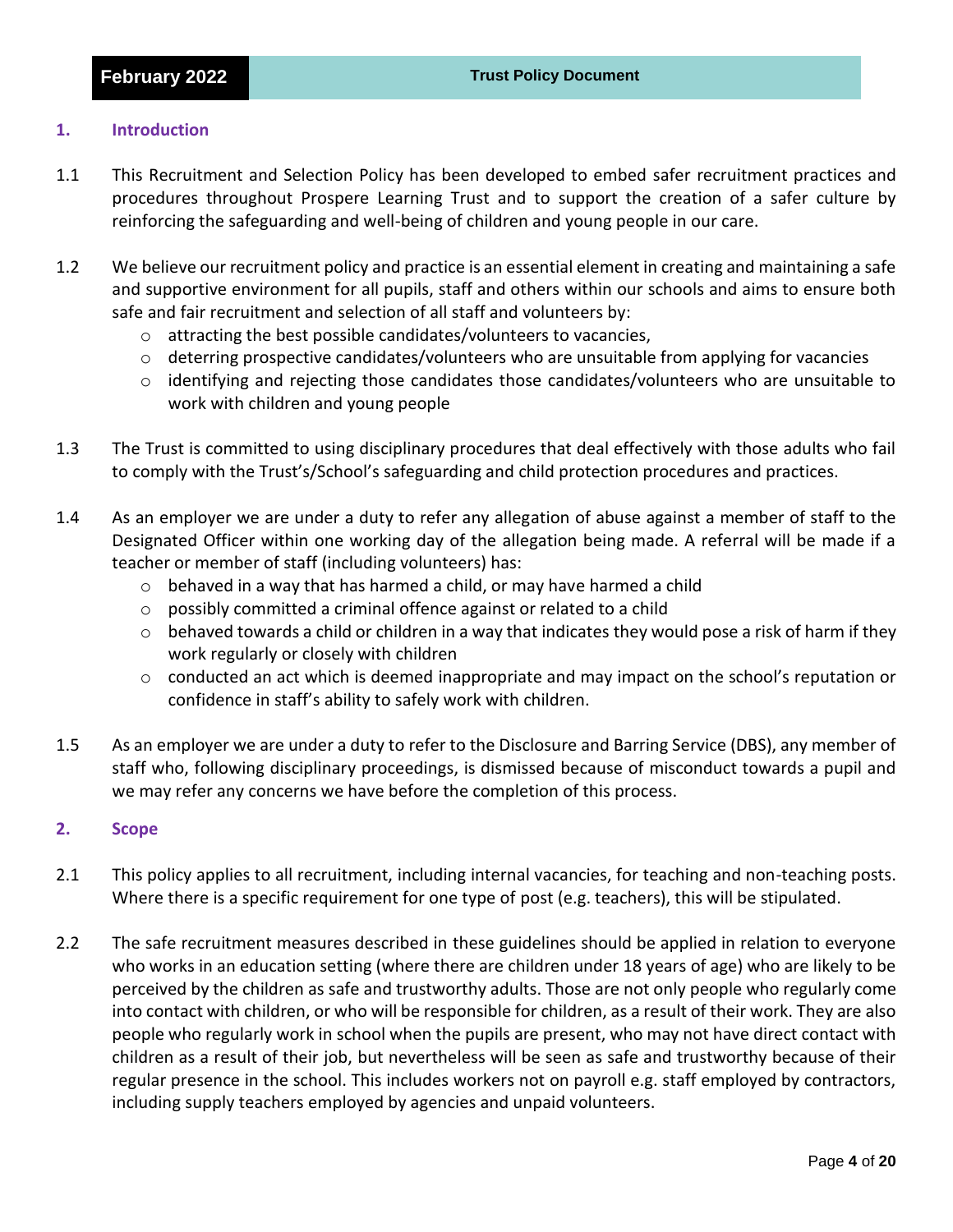## 1. Introduction

1.1 This Recruitment and Selection Policy has been developed to embed safer recruitment practices and procedures throughout Prospere Learning Trust and to support the creation of a safer culture by reinforcing the safeguarding and well-being of children and young people in our care.

1.2 We believe our recruitment policy and practice is an essential element in creating and maintaining a safe and supportive environment for all pupils, staff and others within our schools and aims to ensure both safe and fair recruitment and selection of all staff and volunteers by:

- attracting the best possible candidates/volunteers to vacancies,
- deterring prospective candidates/volunteers who are unsuitable from applying for vacancies
- identifying and rejecting those candidates those candidates/volunteers who are unsuitable to work with children and young people

1.3 The Trust is committed to using disciplinary procedures that deal effectively with those adults who fail to comply with the Trust's/School's safeguarding and child protection procedures and practices.

1.4 As an employer we are under a duty to refer any allegation of abuse against a member of staff to the Designated Officer within one working day of the allegation being made. A referral will be made if a teacher or member of staff (including volunteers) has:

- behaved in a way that has harmed a child, or may have harmed a child
- possibly committed a criminal offence against or related to a child
- behaved towards a child or children in a way that indicates they would pose a risk of harm if they work regularly or closely with children
- conducted an act which is deemed inappropriate and may impact on the school's reputation or confidence in staff's ability to safely work with children.

1.5 As an employer we are under a duty to refer to the Disclosure and Barring Service (DBS), any member of staff who, following disciplinary proceedings, is dismissed because of misconduct towards a pupil and we may refer any concerns we have before the completion of this process.

## 2. Scope

2.1 This policy applies to all recruitment, including internal vacancies, for teaching and non-teaching posts. Where there is a specific requirement for one type of post (e.g. teachers), this will be stipulated.

2.2 The safe recruitment measures described in these guidelines should be applied in relation to everyone who works in an education setting (where there are children under 18 years of age) who are likely to be perceived by the children as safe and trustworthy adults. Those are not only people who regularly come into contact with children, or who will be responsible for children, as a result of their work. They are also people who regularly work in school when the pupils are present, who may not have direct contact with children as a result of their job, but nevertheless will be seen as safe and trustworthy because of their regular presence in the school. This includes workers not on payroll e.g. staff employed by contractors, including supply teachers employed by agencies and unpaid volunteers.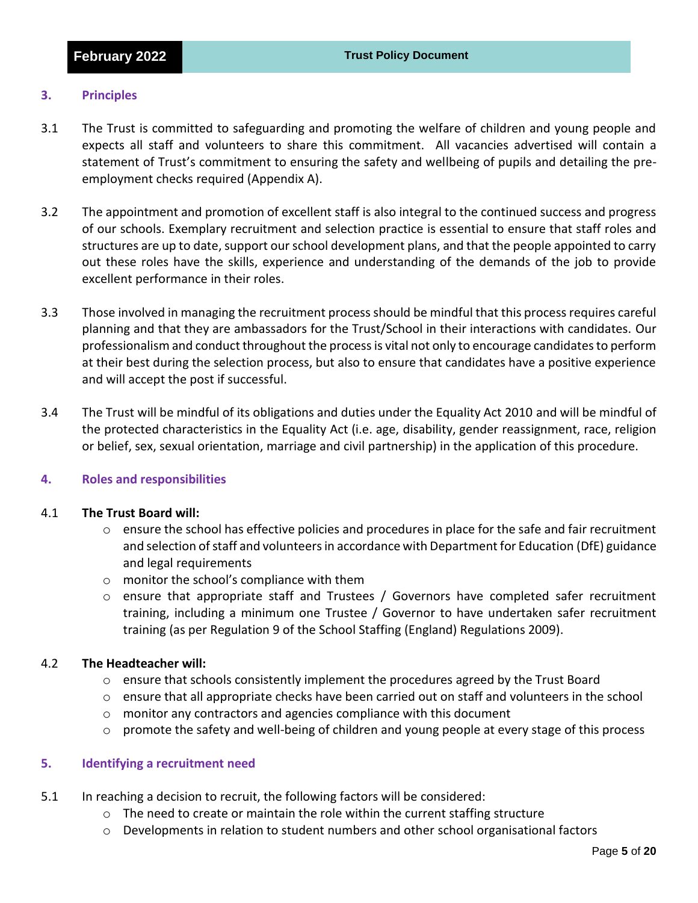## 3. Principles

3.1 The Trust is committed to safeguarding and promoting the welfare of children and young people and expects all staff and volunteers to share this commitment. All vacancies advertised will contain a statement of Trust's commitment to ensuring the safety and wellbeing of pupils and detailing the pre-employment checks required (Appendix A).

3.2 The appointment and promotion of excellent staff is also integral to the continued success and progress of our schools. Exemplary recruitment and selection practice is essential to ensure that staff roles and structures are up to date, support our school development plans, and that the people appointed to carry out these roles have the skills, experience and understanding of the demands of the job to provide excellent performance in their roles.

3.3 Those involved in managing the recruitment process should be mindful that this process requires careful planning and that they are ambassadors for the Trust/School in their interactions with candidates. Our professionalism and conduct throughout the process is vital not only to encourage candidates to perform at their best during the selection process, but also to ensure that candidates have a positive experience and will accept the post if successful.

3.4 The Trust will be mindful of its obligations and duties under the Equality Act 2010 and will be mindful of the protected characteristics in the Equality Act (i.e. age, disability, gender reassignment, race, religion or belief, sex, sexual orientation, marriage and civil partnership) in the application of this procedure.

## 4. Roles and responsibilities

4.1 **The Trust Board will:**

- ensure the school has effective policies and procedures in place for the safe and fair recruitment and selection of staff and volunteers in accordance with Department for Education (DfE) guidance and legal requirements
- monitor the school's compliance with them
- ensure that appropriate staff and Trustees / Governors have completed safer recruitment training, including a minimum one Trustee / Governor to have undertaken safer recruitment training (as per Regulation 9 of the School Staffing (England) Regulations 2009).

4.2 **The Headteacher will:**

- ensure that schools consistently implement the procedures agreed by the Trust Board
- ensure that all appropriate checks have been carried out on staff and volunteers in the school
- monitor any contractors and agencies compliance with this document
- promote the safety and well-being of children and young people at every stage of this process

## 5. Identifying a recruitment need

5.1 In reaching a decision to recruit, the following factors will be considered:

- The need to create or maintain the role within the current staffing structure
- Developments in relation to student numbers and other school organisational factors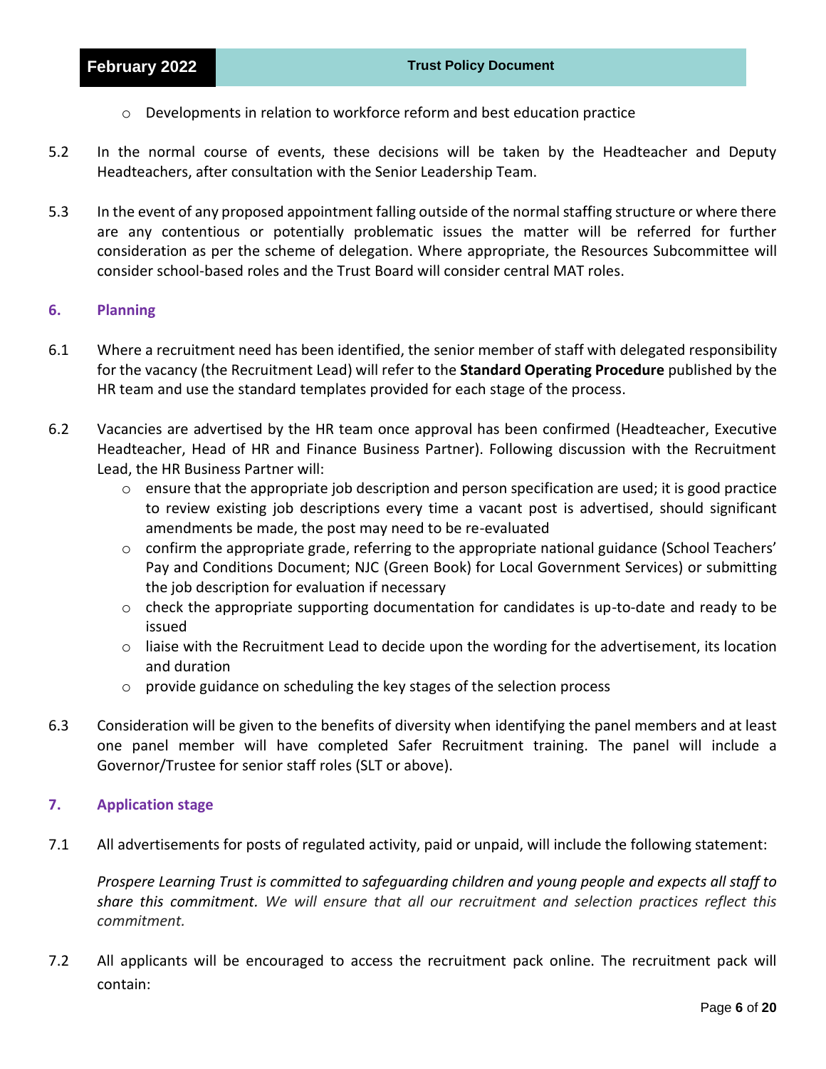- Developments in relation to workforce reform and best education practice

5.2 In the normal course of events, these decisions will be taken by the Headteacher and Deputy Headteachers, after consultation with the Senior Leadership Team.

5.3 In the event of any proposed appointment falling outside of the normal staffing structure or where there are any contentious or potentially problematic issues the matter will be referred for further consideration as per the scheme of delegation. Where appropriate, the Resources Subcommittee will consider school-based roles and the Trust Board will consider central MAT roles.

## 6. Planning

6.1 Where a recruitment need has been identified, the senior member of staff with delegated responsibility for the vacancy (the Recruitment Lead) will refer to the **Standard Operating Procedure** published by the HR team and use the standard templates provided for each stage of the process.

6.2 Vacancies are advertised by the HR team once approval has been confirmed (Headteacher, Executive Headteacher, Head of HR and Finance Business Partner). Following discussion with the Recruitment Lead, the HR Business Partner will:

- ensure that the appropriate job description and person specification are used; it is good practice to review existing job descriptions every time a vacant post is advertised, should significant amendments be made, the post may need to be re-evaluated
- confirm the appropriate grade, referring to the appropriate national guidance (School Teachers' Pay and Conditions Document; NJC (Green Book) for Local Government Services) or submitting the job description for evaluation if necessary
- check the appropriate supporting documentation for candidates is up-to-date and ready to be issued
- liaise with the Recruitment Lead to decide upon the wording for the advertisement, its location and duration
- provide guidance on scheduling the key stages of the selection process

6.3 Consideration will be given to the benefits of diversity when identifying the panel members and at least one panel member will have completed Safer Recruitment training. The panel will include a Governor/Trustee for senior staff roles (SLT or above).

## 7. Application stage

7.1 All advertisements for posts of regulated activity, paid or unpaid, will include the following statement:

*Prospere Learning Trust is committed to safeguarding children and young people and expects all staff to share this commitment. We will ensure that all our recruitment and selection practices reflect this commitment.*

7.2 All applicants will be encouraged to access the recruitment pack online. The recruitment pack will contain: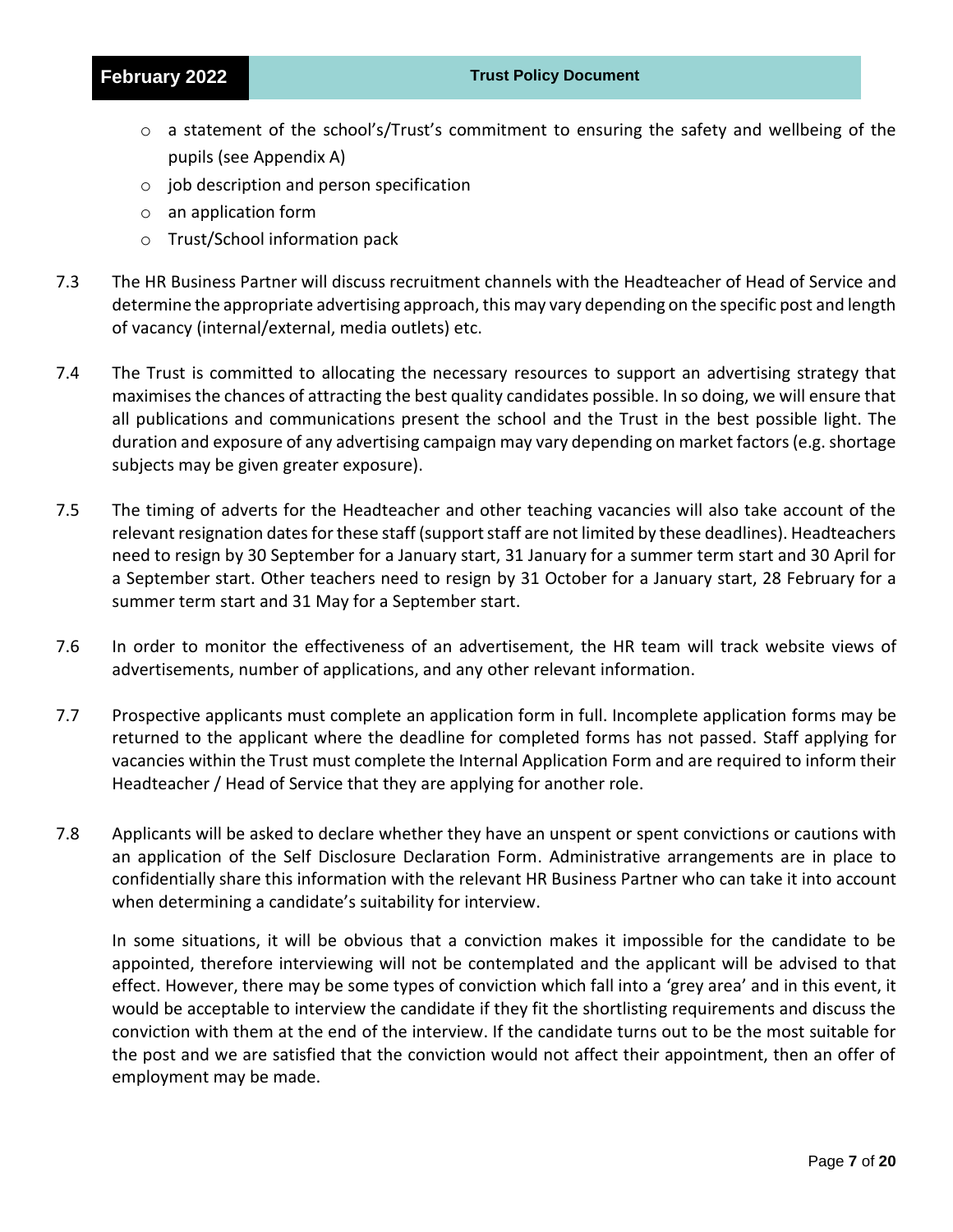- a statement of the school's/Trust's commitment to ensuring the safety and wellbeing of the pupils (see Appendix A)
- job description and person specification
- an application form
- Trust/School information pack

7.3 The HR Business Partner will discuss recruitment channels with the Headteacher of Head of Service and determine the appropriate advertising approach, this may vary depending on the specific post and length of vacancy (internal/external, media outlets) etc.

7.4 The Trust is committed to allocating the necessary resources to support an advertising strategy that maximises the chances of attracting the best quality candidates possible. In so doing, we will ensure that all publications and communications present the school and the Trust in the best possible light. The duration and exposure of any advertising campaign may vary depending on market factors (e.g. shortage subjects may be given greater exposure).

7.5 The timing of adverts for the Headteacher and other teaching vacancies will also take account of the relevant resignation dates for these staff (support staff are not limited by these deadlines). Headteachers need to resign by 30 September for a January start, 31 January for a summer term start and 30 April for a September start. Other teachers need to resign by 31 October for a January start, 28 February for a summer term start and 31 May for a September start.

7.6 In order to monitor the effectiveness of an advertisement, the HR team will track website views of advertisements, number of applications, and any other relevant information.

7.7 Prospective applicants must complete an application form in full. Incomplete application forms may be returned to the applicant where the deadline for completed forms has not passed. Staff applying for vacancies within the Trust must complete the Internal Application Form and are required to inform their Headteacher / Head of Service that they are applying for another role.

7.8 Applicants will be asked to declare whether they have an unspent or spent convictions or cautions with an application of the Self Disclosure Declaration Form. Administrative arrangements are in place to confidentially share this information with the relevant HR Business Partner who can take it into account when determining a candidate's suitability for interview.

In some situations, it will be obvious that a conviction makes it impossible for the candidate to be appointed, therefore interviewing will not be contemplated and the applicant will be advised to that effect. However, there may be some types of conviction which fall into a 'grey area' and in this event, it would be acceptable to interview the candidate if they fit the shortlisting requirements and discuss the conviction with them at the end of the interview. If the candidate turns out to be the most suitable for the post and we are satisfied that the conviction would not affect their appointment, then an offer of employment may be made.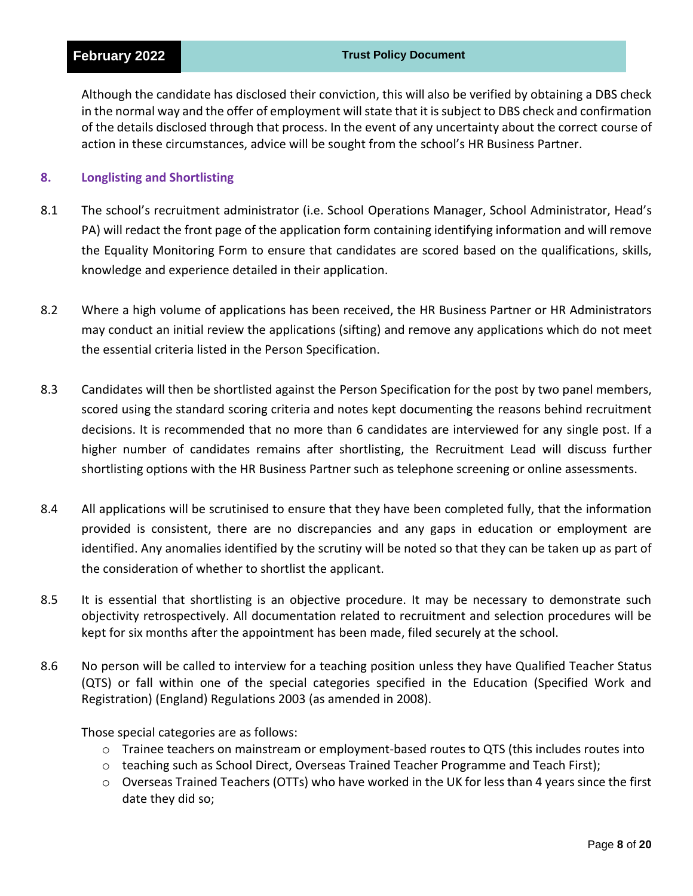Although the candidate has disclosed their conviction, this will also be verified by obtaining a DBS check in the normal way and the offer of employment will state that it is subject to DBS check and confirmation of the details disclosed through that process. In the event of any uncertainty about the correct course of action in these circumstances, advice will be sought from the school's HR Business Partner.

## 8. Longlisting and Shortlisting

8.1 The school's recruitment administrator (i.e. School Operations Manager, School Administrator, Head's PA) will redact the front page of the application form containing identifying information and will remove the Equality Monitoring Form to ensure that candidates are scored based on the qualifications, skills, knowledge and experience detailed in their application.

8.2 Where a high volume of applications has been received, the HR Business Partner or HR Administrators may conduct an initial review the applications (sifting) and remove any applications which do not meet the essential criteria listed in the Person Specification.

8.3 Candidates will then be shortlisted against the Person Specification for the post by two panel members, scored using the standard scoring criteria and notes kept documenting the reasons behind recruitment decisions. It is recommended that no more than 6 candidates are interviewed for any single post. If a higher number of candidates remains after shortlisting, the Recruitment Lead will discuss further shortlisting options with the HR Business Partner such as telephone screening or online assessments.

8.4 All applications will be scrutinised to ensure that they have been completed fully, that the information provided is consistent, there are no discrepancies and any gaps in education or employment are identified. Any anomalies identified by the scrutiny will be noted so that they can be taken up as part of the consideration of whether to shortlist the applicant.

8.5 It is essential that shortlisting is an objective procedure. It may be necessary to demonstrate such objectivity retrospectively. All documentation related to recruitment and selection procedures will be kept for six months after the appointment has been made, filed securely at the school.

8.6 No person will be called to interview for a teaching position unless they have Qualified Teacher Status (QTS) or fall within one of the special categories specified in the Education (Specified Work and Registration) (England) Regulations 2003 (as amended in 2008).

Those special categories are as follows:

- Trainee teachers on mainstream or employment-based routes to QTS (this includes routes into
- teaching such as School Direct, Overseas Trained Teacher Programme and Teach First);
- Overseas Trained Teachers (OTTs) who have worked in the UK for less than 4 years since the first date they did so;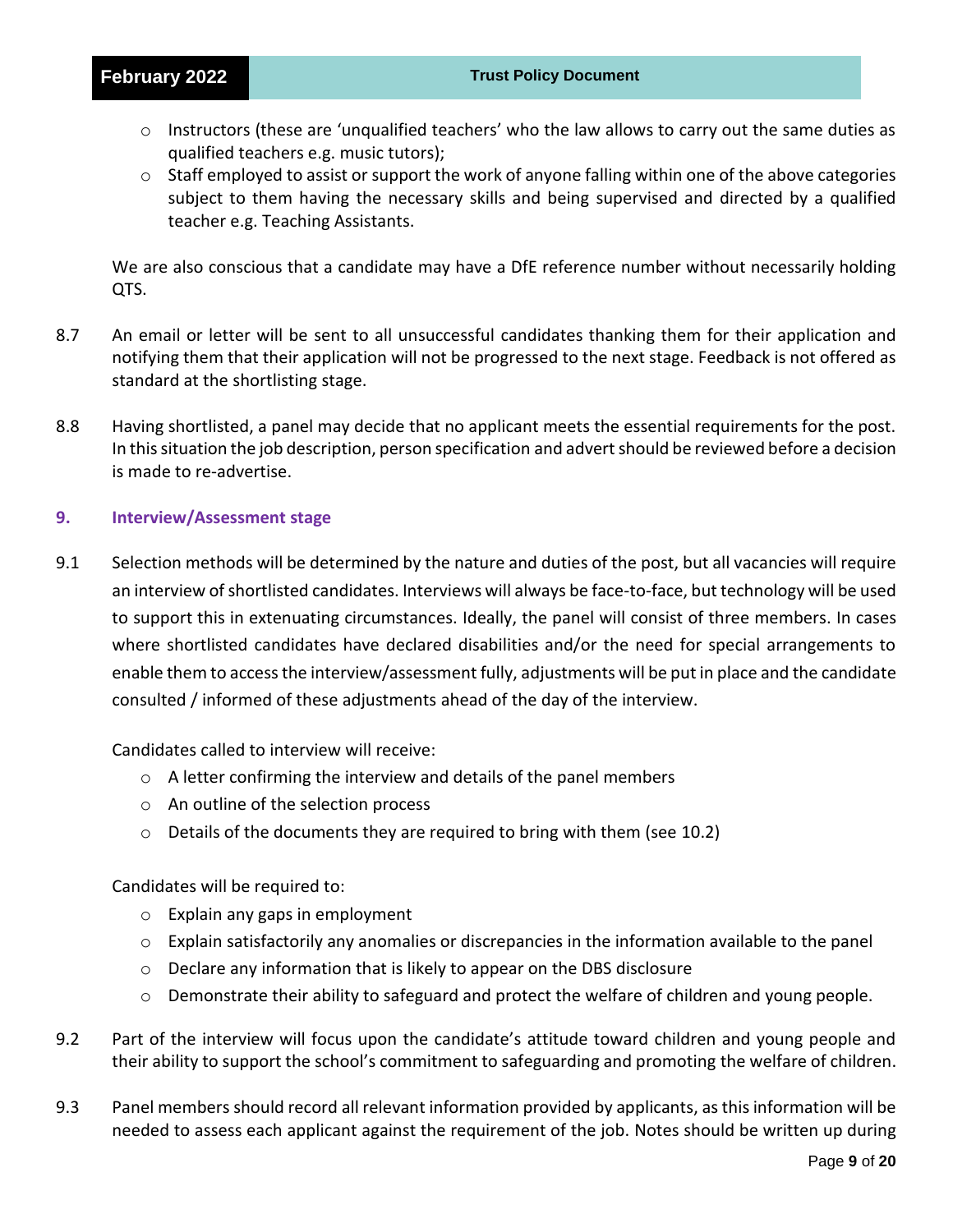- Instructors (these are 'unqualified teachers' who the law allows to carry out the same duties as qualified teachers e.g. music tutors);
- Staff employed to assist or support the work of anyone falling within one of the above categories subject to them having the necessary skills and being supervised and directed by a qualified teacher e.g. Teaching Assistants.

We are also conscious that a candidate may have a DfE reference number without necessarily holding QTS.

8.7 An email or letter will be sent to all unsuccessful candidates thanking them for their application and notifying them that their application will not be progressed to the next stage. Feedback is not offered as standard at the shortlisting stage.

8.8 Having shortlisted, a panel may decide that no applicant meets the essential requirements for the post. In this situation the job description, person specification and advert should be reviewed before a decision is made to re-advertise.

## 9. Interview/Assessment stage

9.1 Selection methods will be determined by the nature and duties of the post, but all vacancies will require an interview of shortlisted candidates. Interviews will always be face-to-face, but technology will be used to support this in extenuating circumstances. Ideally, the panel will consist of three members. In cases where shortlisted candidates have declared disabilities and/or the need for special arrangements to enable them to access the interview/assessment fully, adjustments will be put in place and the candidate consulted / informed of these adjustments ahead of the day of the interview.

Candidates called to interview will receive:

- A letter confirming the interview and details of the panel members
- An outline of the selection process
- Details of the documents they are required to bring with them (see 10.2)

Candidates will be required to:

- Explain any gaps in employment
- Explain satisfactorily any anomalies or discrepancies in the information available to the panel
- Declare any information that is likely to appear on the DBS disclosure
- Demonstrate their ability to safeguard and protect the welfare of children and young people.

9.2 Part of the interview will focus upon the candidate's attitude toward children and young people and their ability to support the school's commitment to safeguarding and promoting the welfare of children.

9.3 Panel members should record all relevant information provided by applicants, as this information will be needed to assess each applicant against the requirement of the job. Notes should be written up during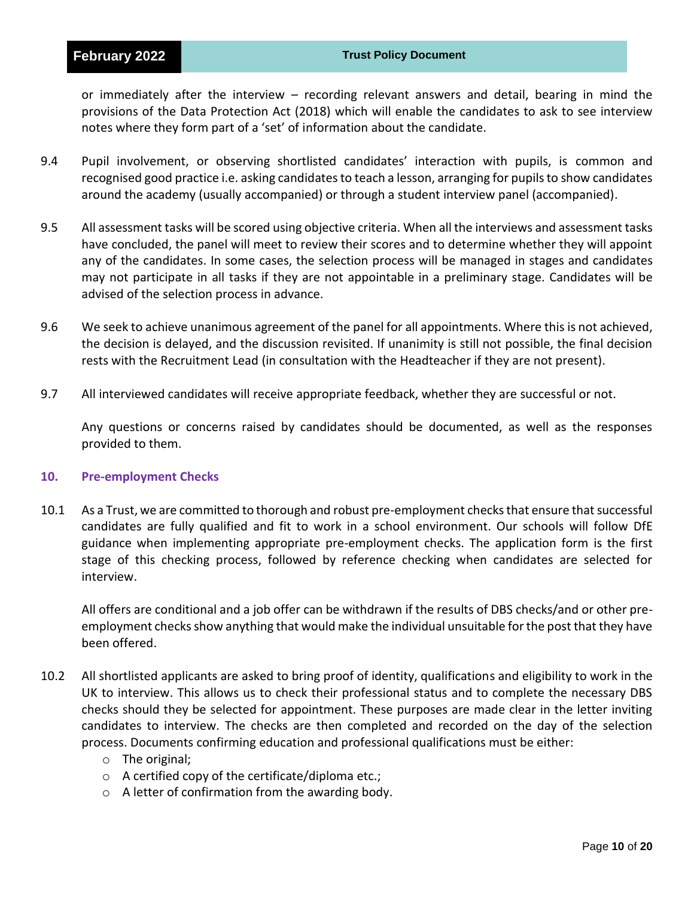or immediately after the interview – recording relevant answers and detail, bearing in mind the provisions of the Data Protection Act (2018) which will enable the candidates to ask to see interview notes where they form part of a 'set' of information about the candidate.

9.4 Pupil involvement, or observing shortlisted candidates' interaction with pupils, is common and recognised good practice i.e. asking candidates to teach a lesson, arranging for pupils to show candidates around the academy (usually accompanied) or through a student interview panel (accompanied).

9.5 All assessment tasks will be scored using objective criteria. When all the interviews and assessment tasks have concluded, the panel will meet to review their scores and to determine whether they will appoint any of the candidates. In some cases, the selection process will be managed in stages and candidates may not participate in all tasks if they are not appointable in a preliminary stage. Candidates will be advised of the selection process in advance.

9.6 We seek to achieve unanimous agreement of the panel for all appointments. Where this is not achieved, the decision is delayed, and the discussion revisited. If unanimity is still not possible, the final decision rests with the Recruitment Lead (in consultation with the Headteacher if they are not present).

9.7 All interviewed candidates will receive appropriate feedback, whether they are successful or not.

Any questions or concerns raised by candidates should be documented, as well as the responses provided to them.

## 10. Pre-employment Checks

10.1 As a Trust, we are committed to thorough and robust pre-employment checks that ensure that successful candidates are fully qualified and fit to work in a school environment. Our schools will follow DfE guidance when implementing appropriate pre-employment checks. The application form is the first stage of this checking process, followed by reference checking when candidates are selected for interview.

All offers are conditional and a job offer can be withdrawn if the results of DBS checks/and or other pre-employment checks show anything that would make the individual unsuitable for the post that they have been offered.

10.2 All shortlisted applicants are asked to bring proof of identity, qualifications and eligibility to work in the UK to interview. This allows us to check their professional status and to complete the necessary DBS checks should they be selected for appointment. These purposes are made clear in the letter inviting candidates to interview. The checks are then completed and recorded on the day of the selection process. Documents confirming education and professional qualifications must be either:

- The original;
- A certified copy of the certificate/diploma etc.;
- A letter of confirmation from the awarding body.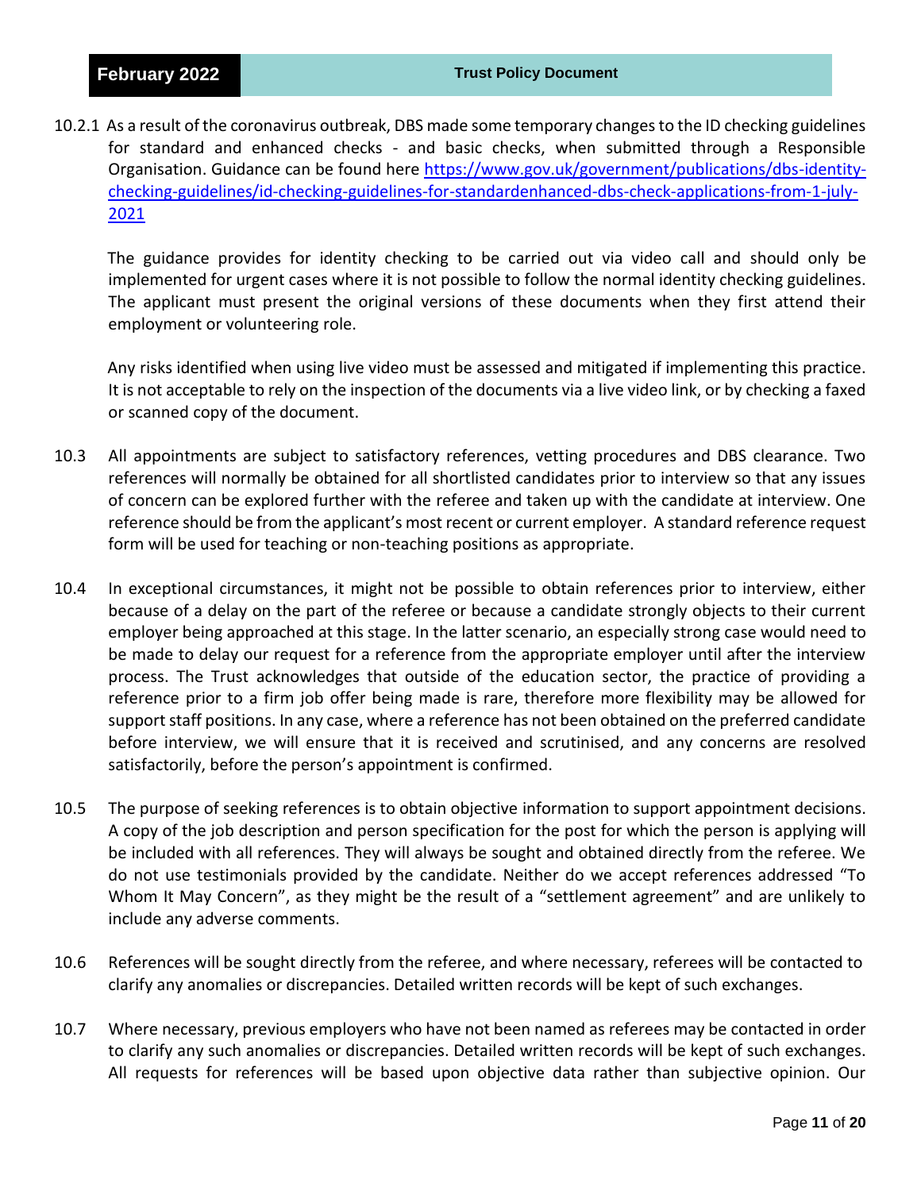10.2.1 As a result of the coronavirus outbreak, DBS made some temporary changes to the ID checking guidelines for standard and enhanced checks - and basic checks, when submitted through a Responsible Organisation. Guidance can be found here [https://www.gov.uk/government/publications/dbs-identity-checking-guidelines/id-checking-guidelines-for-standardenhanced-dbs-check-applications-from-1-july-2021](https://www.gov.uk/government/publications/dbs-identity-checking-guidelines/id-checking-guidelines-for-standardenhanced-dbs-check-applications-from-1-july-2021)

The guidance provides for identity checking to be carried out via video call and should only be implemented for urgent cases where it is not possible to follow the normal identity checking guidelines. The applicant must present the original versions of these documents when they first attend their employment or volunteering role.

Any risks identified when using live video must be assessed and mitigated if implementing this practice. It is not acceptable to rely on the inspection of the documents via a live video link, or by checking a faxed or scanned copy of the document.

10.3 All appointments are subject to satisfactory references, vetting procedures and DBS clearance. Two references will normally be obtained for all shortlisted candidates prior to interview so that any issues of concern can be explored further with the referee and taken up with the candidate at interview. One reference should be from the applicant's most recent or current employer. A standard reference request form will be used for teaching or non-teaching positions as appropriate.

10.4 In exceptional circumstances, it might not be possible to obtain references prior to interview, either because of a delay on the part of the referee or because a candidate strongly objects to their current employer being approached at this stage. In the latter scenario, an especially strong case would need to be made to delay our request for a reference from the appropriate employer until after the interview process. The Trust acknowledges that outside of the education sector, the practice of providing a reference prior to a firm job offer being made is rare, therefore more flexibility may be allowed for support staff positions. In any case, where a reference has not been obtained on the preferred candidate before interview, we will ensure that it is received and scrutinised, and any concerns are resolved satisfactorily, before the person's appointment is confirmed.

10.5 The purpose of seeking references is to obtain objective information to support appointment decisions. A copy of the job description and person specification for the post for which the person is applying will be included with all references. They will always be sought and obtained directly from the referee. We do not use testimonials provided by the candidate. Neither do we accept references addressed "To Whom It May Concern", as they might be the result of a "settlement agreement" and are unlikely to include any adverse comments.

10.6 References will be sought directly from the referee, and where necessary, referees will be contacted to clarify any anomalies or discrepancies. Detailed written records will be kept of such exchanges.

10.7 Where necessary, previous employers who have not been named as referees may be contacted in order to clarify any such anomalies or discrepancies. Detailed written records will be kept of such exchanges. All requests for references will be based upon objective data rather than subjective opinion. Our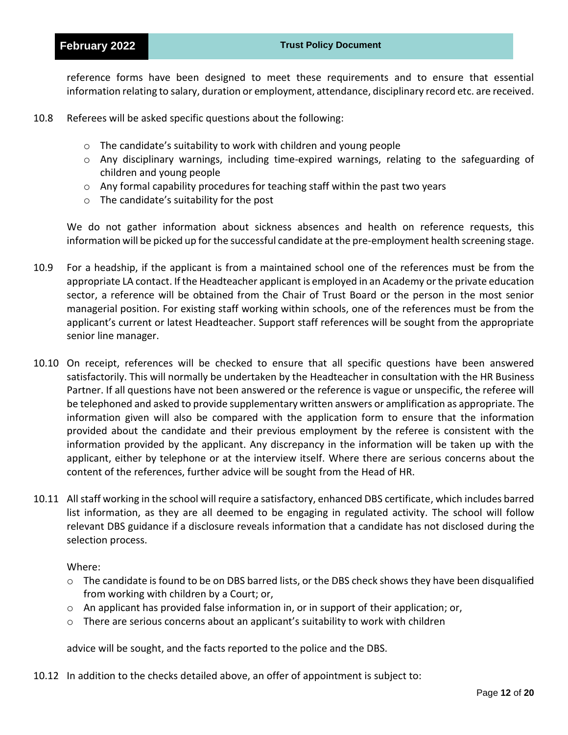reference forms have been designed to meet these requirements and to ensure that essential information relating to salary, duration or employment, attendance, disciplinary record etc. are received.

10.8 Referees will be asked specific questions about the following:

- The candidate's suitability to work with children and young people
- Any disciplinary warnings, including time-expired warnings, relating to the safeguarding of children and young people
- Any formal capability procedures for teaching staff within the past two years
- The candidate's suitability for the post

We do not gather information about sickness absences and health on reference requests, this information will be picked up for the successful candidate at the pre-employment health screening stage.

10.9 For a headship, if the applicant is from a maintained school one of the references must be from the appropriate LA contact. If the Headteacher applicant is employed in an Academy or the private education sector, a reference will be obtained from the Chair of Trust Board or the person in the most senior managerial position. For existing staff working within schools, one of the references must be from the applicant's current or latest Headteacher. Support staff references will be sought from the appropriate senior line manager.

10.10 On receipt, references will be checked to ensure that all specific questions have been answered satisfactorily. This will normally be undertaken by the Headteacher in consultation with the HR Business Partner. If all questions have not been answered or the reference is vague or unspecific, the referee will be telephoned and asked to provide supplementary written answers or amplification as appropriate. The information given will also be compared with the application form to ensure that the information provided about the candidate and their previous employment by the referee is consistent with the information provided by the applicant. Any discrepancy in the information will be taken up with the applicant, either by telephone or at the interview itself. Where there are serious concerns about the content of the references, further advice will be sought from the Head of HR.

10.11 All staff working in the school will require a satisfactory, enhanced DBS certificate, which includes barred list information, as they are all deemed to be engaging in regulated activity. The school will follow relevant DBS guidance if a disclosure reveals information that a candidate has not disclosed during the selection process.

Where:

- The candidate is found to be on DBS barred lists, or the DBS check shows they have been disqualified from working with children by a Court; or,
- An applicant has provided false information in, or in support of their application; or,
- There are serious concerns about an applicant's suitability to work with children

advice will be sought, and the facts reported to the police and the DBS.

10.12 In addition to the checks detailed above, an offer of appointment is subject to: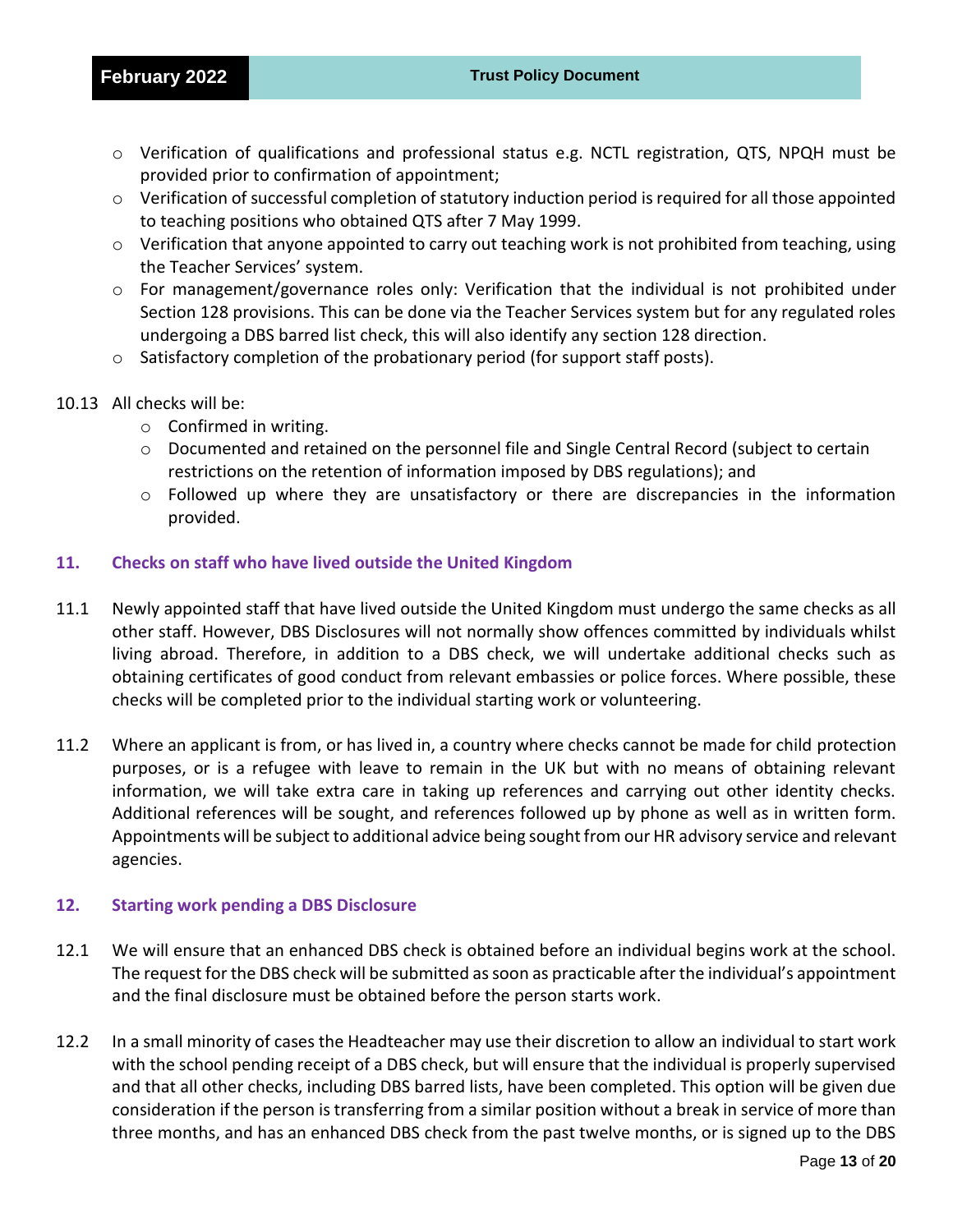- Verification of qualifications and professional status e.g. NCTL registration, QTS, NPQH must be provided prior to confirmation of appointment;
- Verification of successful completion of statutory induction period is required for all those appointed to teaching positions who obtained QTS after 7 May 1999.
- Verification that anyone appointed to carry out teaching work is not prohibited from teaching, using the Teacher Services' system.
- For management/governance roles only: Verification that the individual is not prohibited under Section 128 provisions. This can be done via the Teacher Services system but for any regulated roles undergoing a DBS barred list check, this will also identify any section 128 direction.
- Satisfactory completion of the probationary period (for support staff posts).

10.13 All checks will be:

- Confirmed in writing.
- Documented and retained on the personnel file and Single Central Record (subject to certain restrictions on the retention of information imposed by DBS regulations); and
- Followed up where they are unsatisfactory or there are discrepancies in the information provided.

## 11. Checks on staff who have lived outside the United Kingdom

11.1 Newly appointed staff that have lived outside the United Kingdom must undergo the same checks as all other staff. However, DBS Disclosures will not normally show offences committed by individuals whilst living abroad. Therefore, in addition to a DBS check, we will undertake additional checks such as obtaining certificates of good conduct from relevant embassies or police forces. Where possible, these checks will be completed prior to the individual starting work or volunteering.

11.2 Where an applicant is from, or has lived in, a country where checks cannot be made for child protection purposes, or is a refugee with leave to remain in the UK but with no means of obtaining relevant information, we will take extra care in taking up references and carrying out other identity checks. Additional references will be sought, and references followed up by phone as well as in written form. Appointments will be subject to additional advice being sought from our HR advisory service and relevant agencies.

## 12. Starting work pending a DBS Disclosure

12.1 We will ensure that an enhanced DBS check is obtained before an individual begins work at the school. The request for the DBS check will be submitted as soon as practicable after the individual's appointment and the final disclosure must be obtained before the person starts work.

12.2 In a small minority of cases the Headteacher may use their discretion to allow an individual to start work with the school pending receipt of a DBS check, but will ensure that the individual is properly supervised and that all other checks, including DBS barred lists, have been completed. This option will be given due consideration if the person is transferring from a similar position without a break in service of more than three months, and has an enhanced DBS check from the past twelve months, or is signed up to the DBS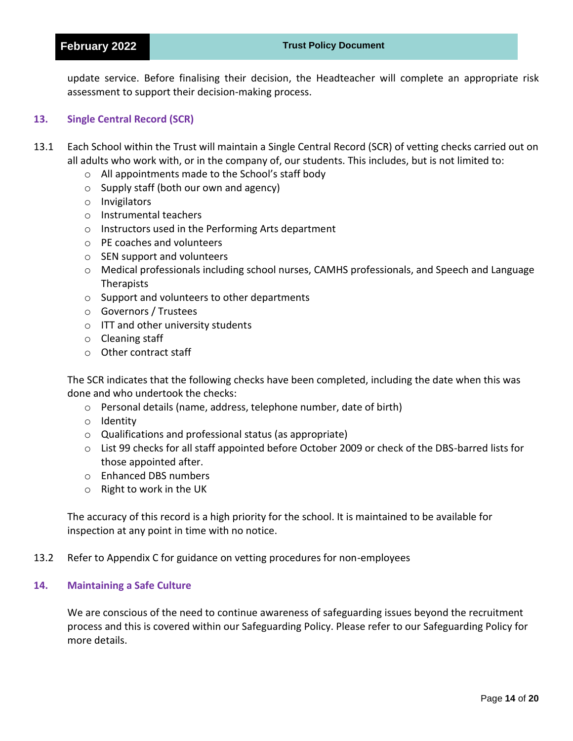update service. Before finalising their decision, the Headteacher will complete an appropriate risk assessment to support their decision-making process.

## 13. Single Central Record (SCR)

13.1 Each School within the Trust will maintain a Single Central Record (SCR) of vetting checks carried out on all adults who work with, or in the company of, our students. This includes, but is not limited to:

- All appointments made to the School's staff body
- Supply staff (both our own and agency)
- Invigilators
- Instrumental teachers
- Instructors used in the Performing Arts department
- PE coaches and volunteers
- SEN support and volunteers
- Medical professionals including school nurses, CAMHS professionals, and Speech and Language Therapists
- Support and volunteers to other departments
- Governors / Trustees
- ITT and other university students
- Cleaning staff
- Other contract staff

The SCR indicates that the following checks have been completed, including the date when this was done and who undertook the checks:

- Personal details (name, address, telephone number, date of birth)
- Identity
- Qualifications and professional status (as appropriate)
- List 99 checks for all staff appointed before October 2009 or check of the DBS-barred lists for those appointed after.
- Enhanced DBS numbers
- Right to work in the UK

The accuracy of this record is a high priority for the school. It is maintained to be available for inspection at any point in time with no notice.

13.2 Refer to Appendix C for guidance on vetting procedures for non-employees

## 14. Maintaining a Safe Culture

We are conscious of the need to continue awareness of safeguarding issues beyond the recruitment process and this is covered within our Safeguarding Policy. Please refer to our Safeguarding Policy for more details.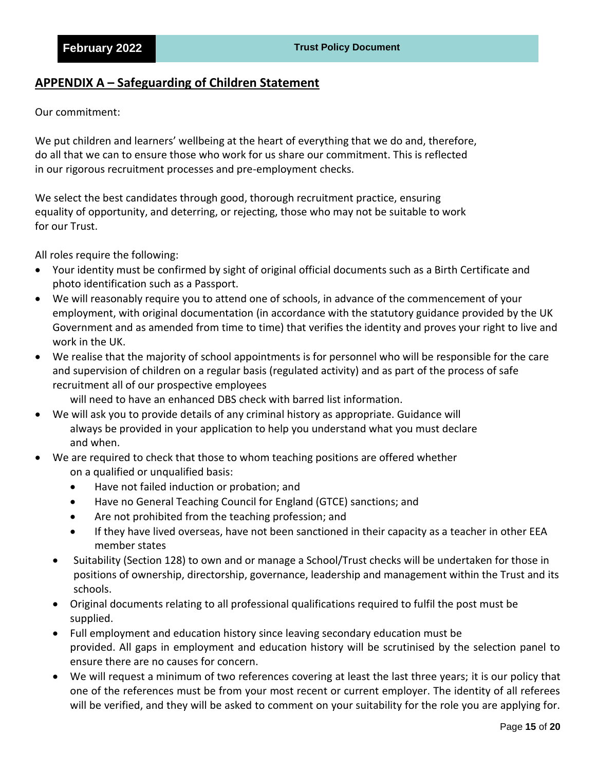## APPENDIX A – Safeguarding of Children Statement

Our commitment:

We put children and learners' wellbeing at the heart of everything that we do and, therefore, do all that we can to ensure those who work for us share our commitment. This is reflected in our rigorous recruitment processes and pre-employment checks.

We select the best candidates through good, thorough recruitment practice, ensuring equality of opportunity, and deterring, or rejecting, those who may not be suitable to work for our Trust.

All roles require the following:

- Your identity must be confirmed by sight of original official documents such as a Birth Certificate and photo identification such as a Passport.
- We will reasonably require you to attend one of schools, in advance of the commencement of your employment, with original documentation (in accordance with the statutory guidance provided by the UK Government and as amended from time to time) that verifies the identity and proves your right to live and work in the UK.
- We realise that the majority of school appointments is for personnel who will be responsible for the care and supervision of children on a regular basis (regulated activity) and as part of the process of safe recruitment all of our prospective employees will need to have an enhanced DBS check with barred list information.
- We will ask you to provide details of any criminal history as appropriate. Guidance will always be provided in your application to help you understand what you must declare and when.
- We are required to check that those to whom teaching positions are offered whether on a qualified or unqualified basis:
  - Have not failed induction or probation; and
  - Have no General Teaching Council for England (GTCE) sanctions; and
  - Are not prohibited from the teaching profession; and
  - If they have lived overseas, have not been sanctioned in their capacity as a teacher in other EEA member states
- Suitability (Section 128) to own and or manage a School/Trust checks will be undertaken for those in positions of ownership, directorship, governance, leadership and management within the Trust and its schools.
- Original documents relating to all professional qualifications required to fulfil the post must be supplied.
- Full employment and education history since leaving secondary education must be provided. All gaps in employment and education history will be scrutinised by the selection panel to ensure there are no causes for concern.
- We will request a minimum of two references covering at least the last three years; it is our policy that one of the references must be from your most recent or current employer. The identity of all referees will be verified, and they will be asked to comment on your suitability for the role you are applying for.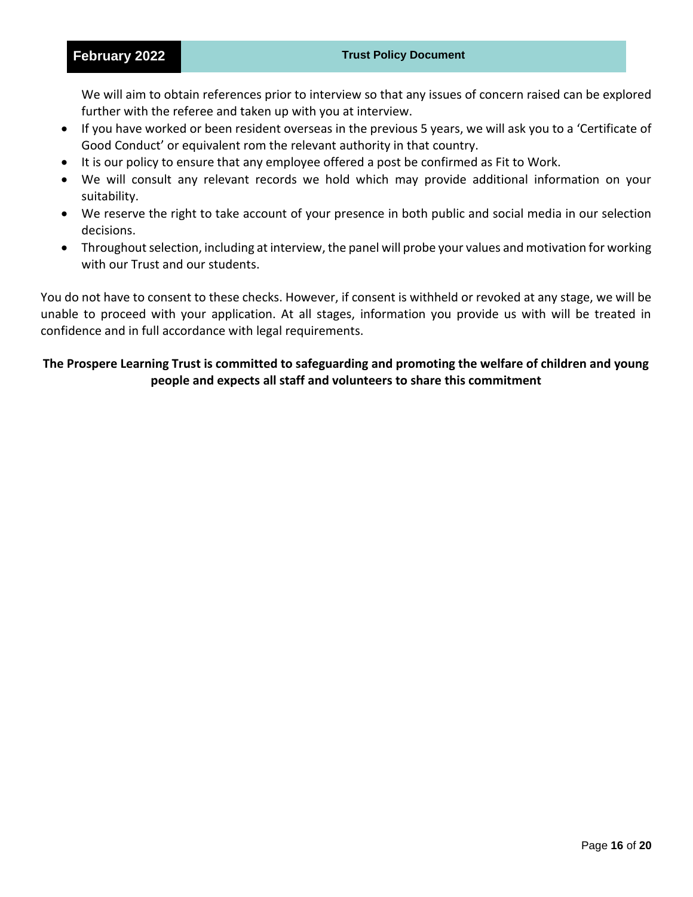We will aim to obtain references prior to interview so that any issues of concern raised can be explored further with the referee and taken up with you at interview.

- If you have worked or been resident overseas in the previous 5 years, we will ask you to a 'Certificate of Good Conduct' or equivalent rom the relevant authority in that country.
- It is our policy to ensure that any employee offered a post be confirmed as Fit to Work.
- We will consult any relevant records we hold which may provide additional information on your suitability.
- We reserve the right to take account of your presence in both public and social media in our selection decisions.
- Throughout selection, including at interview, the panel will probe your values and motivation for working with our Trust and our students.

You do not have to consent to these checks. However, if consent is withheld or revoked at any stage, we will be unable to proceed with your application. At all stages, information you provide us with will be treated in confidence and in full accordance with legal requirements.

**The Prospere Learning Trust is committed to safeguarding and promoting the welfare of children and young people and expects all staff and volunteers to share this commitment**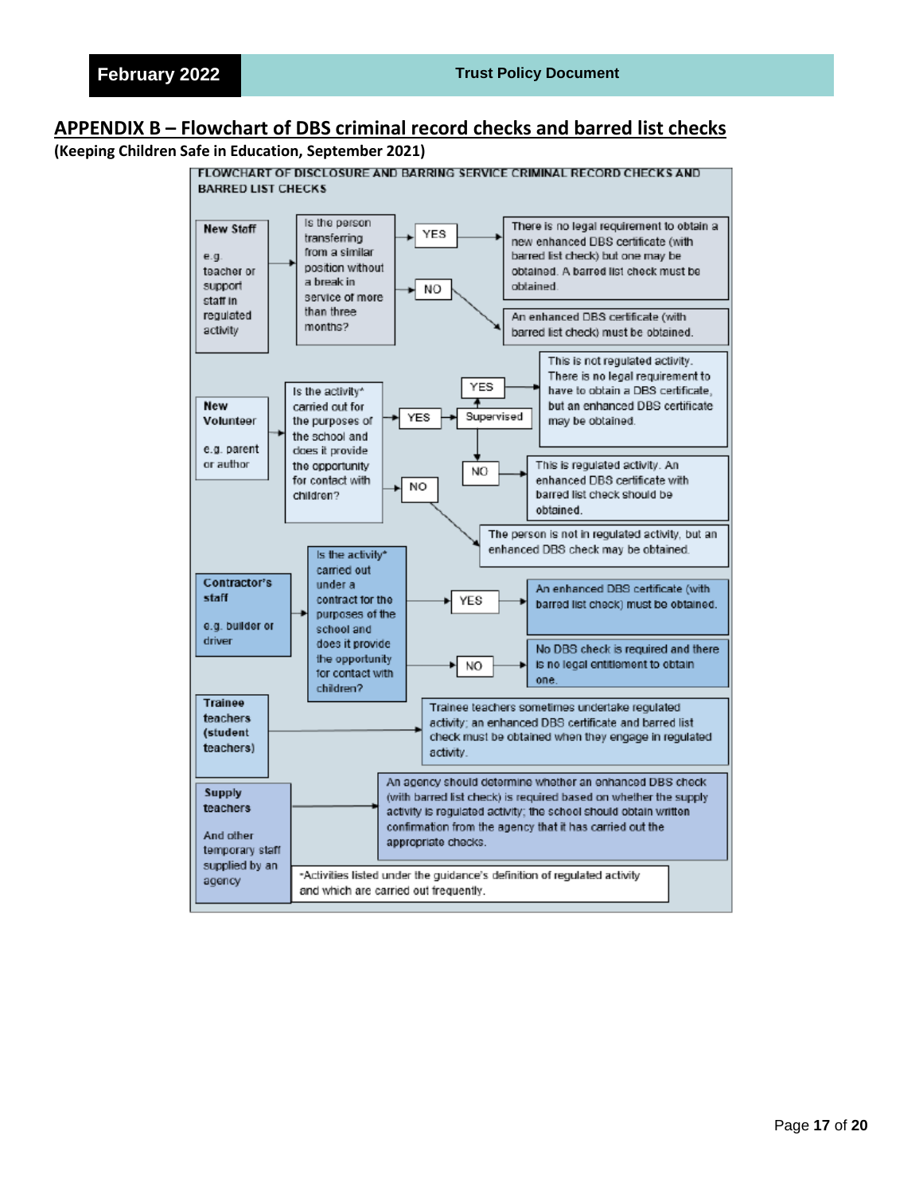## APPENDIX B – Flowchart of DBS criminal record checks and barred list checks

**(Keeping Children Safe in Education, September 2021)**

**FLOWCHART OF DISCLOSURE AND BARRING SERVICE CRIMINAL RECORD CHECKS AND BARRED LIST CHECKS**

**New Staff**

e.g. teacher or support staff in regulated activity

Is the person transferring from a similar position without a break in service of more than three months?

- YES → There is no legal requirement to obtain a new enhanced DBS certificate (with barred list check) but one may be obtained. A barred list check must be obtained.
- NO → An enhanced DBS certificate (with barred list check) must be obtained.

**New Volunteer**

e.g. parent or author

Is the activity* carried out for the purposes of the school and does it provide the opportunity for contact with children?

- YES → Supervised
  - YES → This is not regulated activity. There is no legal requirement to have to obtain a DBS certificate, but an enhanced DBS certificate may be obtained.
  - NO → This is regulated activity. An enhanced DBS certificate with barred list check should be obtained.
- NO → The person is not in regulated activity, but an enhanced DBS check may be obtained.

**Contractor's staff**

e.g. builder or driver

Is the activity* carried out under a contract for the purposes of the school and does it provide the opportunity for contact with children?

- YES → An enhanced DBS certificate (with barred list check) must be obtained.
- NO → No DBS check is required and there is no legal entitlement to obtain one.

**Trainee teachers (student teachers)**

→ Trainee teachers sometimes undertake regulated activity; an enhanced DBS certificate and barred list check must be obtained when they engage in regulated activity.

**Supply teachers**

And other temporary staff supplied by an agency

→ An agency should determine whether an enhanced DBS check (with barred list check) is required based on whether the supply activity is regulated activity; the school should obtain written confirmation from the agency that it has carried out the appropriate checks.

*Activities listed under the guidance's definition of regulated activity and which are carried out frequently.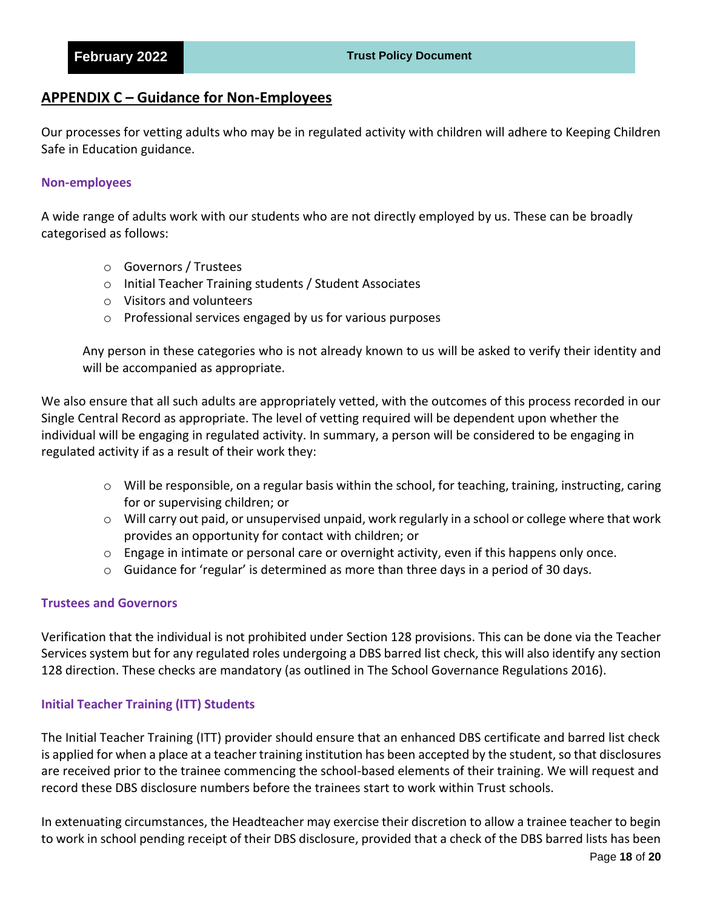## APPENDIX C – Guidance for Non-Employees

Our processes for vetting adults who may be in regulated activity with children will adhere to Keeping Children Safe in Education guidance.

### Non-employees

A wide range of adults work with our students who are not directly employed by us. These can be broadly categorised as follows:

- Governors / Trustees
- Initial Teacher Training students / Student Associates
- Visitors and volunteers
- Professional services engaged by us for various purposes

Any person in these categories who is not already known to us will be asked to verify their identity and will be accompanied as appropriate.

We also ensure that all such adults are appropriately vetted, with the outcomes of this process recorded in our Single Central Record as appropriate. The level of vetting required will be dependent upon whether the individual will be engaging in regulated activity. In summary, a person will be considered to be engaging in regulated activity if as a result of their work they:

- Will be responsible, on a regular basis within the school, for teaching, training, instructing, caring for or supervising children; or
- Will carry out paid, or unsupervised unpaid, work regularly in a school or college where that work provides an opportunity for contact with children; or
- Engage in intimate or personal care or overnight activity, even if this happens only once.
- Guidance for 'regular' is determined as more than three days in a period of 30 days.

### Trustees and Governors

Verification that the individual is not prohibited under Section 128 provisions. This can be done via the Teacher Services system but for any regulated roles undergoing a DBS barred list check, this will also identify any section 128 direction. These checks are mandatory (as outlined in The School Governance Regulations 2016).

### Initial Teacher Training (ITT) Students

The Initial Teacher Training (ITT) provider should ensure that an enhanced DBS certificate and barred list check is applied for when a place at a teacher training institution has been accepted by the student, so that disclosures are received prior to the trainee commencing the school-based elements of their training. We will request and record these DBS disclosure numbers before the trainees start to work within Trust schools.

In extenuating circumstances, the Headteacher may exercise their discretion to allow a trainee teacher to begin to work in school pending receipt of their DBS disclosure, provided that a check of the DBS barred lists has been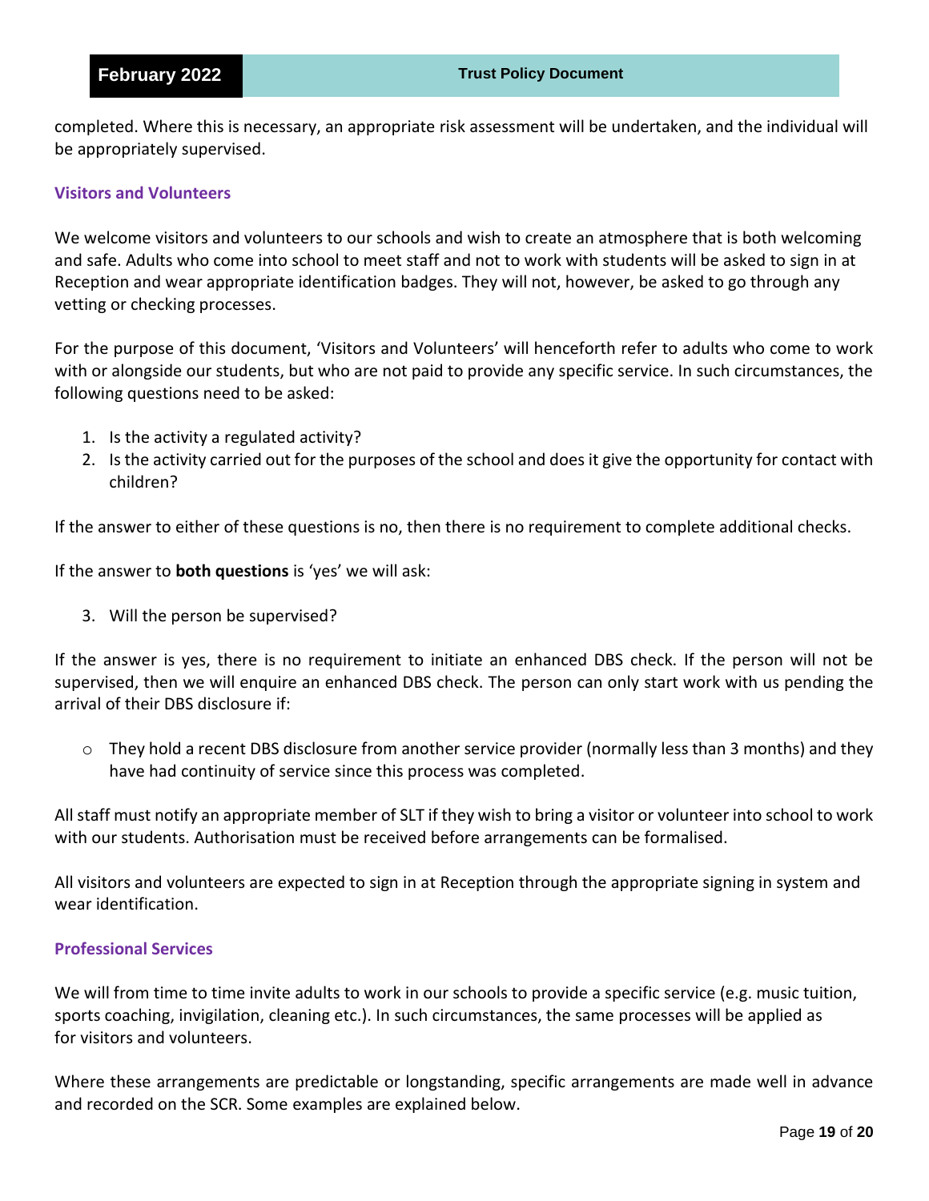completed. Where this is necessary, an appropriate risk assessment will be undertaken, and the individual will be appropriately supervised.

### Visitors and Volunteers

We welcome visitors and volunteers to our schools and wish to create an atmosphere that is both welcoming and safe. Adults who come into school to meet staff and not to work with students will be asked to sign in at Reception and wear appropriate identification badges. They will not, however, be asked to go through any vetting or checking processes.

For the purpose of this document, 'Visitors and Volunteers' will henceforth refer to adults who come to work with or alongside our students, but who are not paid to provide any specific service. In such circumstances, the following questions need to be asked:

1. Is the activity a regulated activity?
2. Is the activity carried out for the purposes of the school and does it give the opportunity for contact with children?

If the answer to either of these questions is no, then there is no requirement to complete additional checks.

If the answer to **both questions** is 'yes' we will ask:

3. Will the person be supervised?

If the answer is yes, there is no requirement to initiate an enhanced DBS check. If the person will not be supervised, then we will enquire an enhanced DBS check. The person can only start work with us pending the arrival of their DBS disclosure if:

- They hold a recent DBS disclosure from another service provider (normally less than 3 months) and they have had continuity of service since this process was completed.

All staff must notify an appropriate member of SLT if they wish to bring a visitor or volunteer into school to work with our students. Authorisation must be received before arrangements can be formalised.

All visitors and volunteers are expected to sign in at Reception through the appropriate signing in system and wear identification.

### Professional Services

We will from time to time invite adults to work in our schools to provide a specific service (e.g. music tuition, sports coaching, invigilation, cleaning etc.). In such circumstances, the same processes will be applied as for visitors and volunteers.

Where these arrangements are predictable or longstanding, specific arrangements are made well in advance and recorded on the SCR. Some examples are explained below.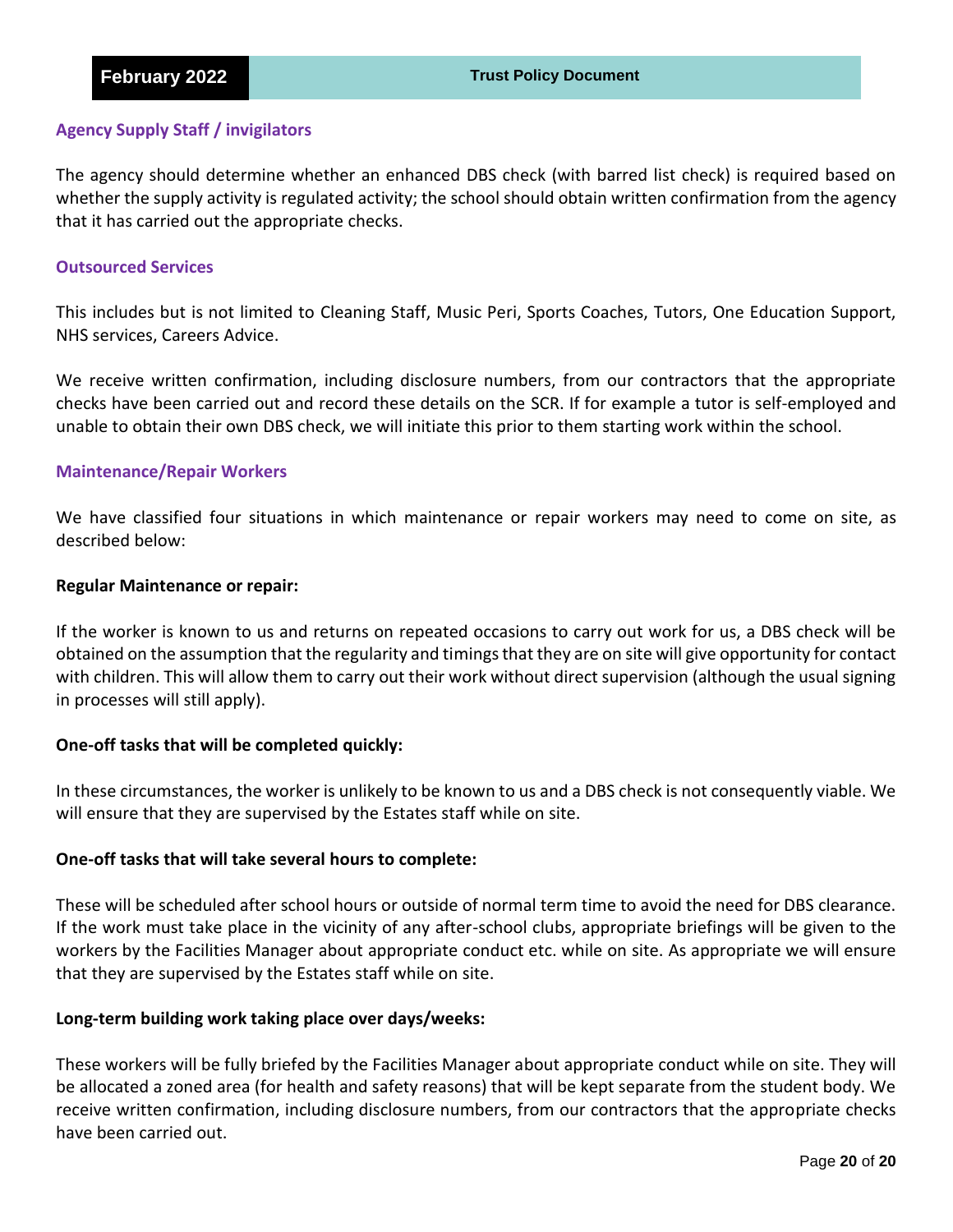## Agency Supply Staff / invigilators

The agency should determine whether an enhanced DBS check (with barred list check) is required based on whether the supply activity is regulated activity; the school should obtain written confirmation from the agency that it has carried out the appropriate checks.

## Outsourced Services

This includes but is not limited to Cleaning Staff, Music Peri, Sports Coaches, Tutors, One Education Support, NHS services, Careers Advice.

We receive written confirmation, including disclosure numbers, from our contractors that the appropriate checks have been carried out and record these details on the SCR. If for example a tutor is self-employed and unable to obtain their own DBS check, we will initiate this prior to them starting work within the school.

## Maintenance/Repair Workers

We have classified four situations in which maintenance or repair workers may need to come on site, as described below:

**Regular Maintenance or repair:**

If the worker is known to us and returns on repeated occasions to carry out work for us, a DBS check will be obtained on the assumption that the regularity and timings that they are on site will give opportunity for contact with children. This will allow them to carry out their work without direct supervision (although the usual signing in processes will still apply).

**One-off tasks that will be completed quickly:**

In these circumstances, the worker is unlikely to be known to us and a DBS check is not consequently viable. We will ensure that they are supervised by the Estates staff while on site.

**One-off tasks that will take several hours to complete:**

These will be scheduled after school hours or outside of normal term time to avoid the need for DBS clearance. If the work must take place in the vicinity of any after-school clubs, appropriate briefings will be given to the workers by the Facilities Manager about appropriate conduct etc. while on site. As appropriate we will ensure that they are supervised by the Estates staff while on site.

**Long-term building work taking place over days/weeks:**

These workers will be fully briefed by the Facilities Manager about appropriate conduct while on site. They will be allocated a zoned area (for health and safety reasons) that will be kept separate from the student body. We receive written confirmation, including disclosure numbers, from our contractors that the appropriate checks have been carried out.